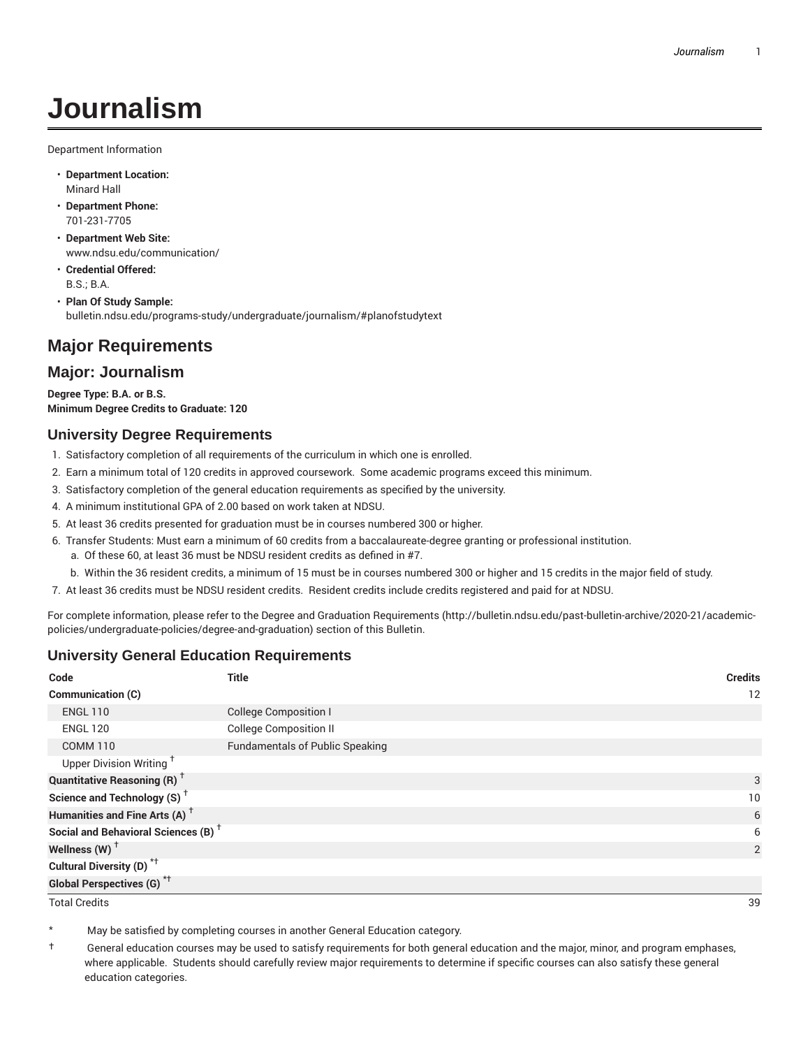# Journalism

Department Information

- **Department Location:**
  Minard Hall
- **Department Phone:**
  701-231-7705
- **Department Web Site:**
  www.ndsu.edu/communication/
- **Credential Offered:**
  B.S.; B.A.
- **Plan Of Study Sample:**
  bulletin.ndsu.edu/programs-study/undergraduate/journalism/#planofstudytext

## Major Requirements

## Major: Journalism

**Degree Type: B.A. or B.S.**
**Minimum Degree Credits to Graduate: 120**

### University Degree Requirements

1. Satisfactory completion of all requirements of the curriculum in which one is enrolled.
2. Earn a minimum total of 120 credits in approved coursework. Some academic programs exceed this minimum.
3. Satisfactory completion of the general education requirements as specified by the university.
4. A minimum institutional GPA of 2.00 based on work taken at NDSU.
5. At least 36 credits presented for graduation must be in courses numbered 300 or higher.
6. Transfer Students: Must earn a minimum of 60 credits from a baccalaureate-degree granting or professional institution.
   a. Of these 60, at least 36 must be NDSU resident credits as defined in #7.
   b. Within the 36 resident credits, a minimum of 15 must be in courses numbered 300 or higher and 15 credits in the major field of study.
7. At least 36 credits must be NDSU resident credits. Resident credits include credits registered and paid for at NDSU.

For complete information, please refer to the Degree and Graduation Requirements (http://bulletin.ndsu.edu/past-bulletin-archive/2020-21/academic-policies/undergraduate-policies/degree-and-graduation) section of this Bulletin.

### University General Education Requirements

| Code | Title | Credits |
|---|---|---|
| **Communication (C)** | | 12 |
| ENGL 110 | College Composition I | |
| ENGL 120 | College Composition II | |
| COMM 110 | Fundamentals of Public Speaking | |
| Upper Division Writing † | | |
| **Quantitative Reasoning (R)** † | | 3 |
| **Science and Technology (S)** † | | 10 |
| **Humanities and Fine Arts (A)** † | | 6 |
| **Social and Behavioral Sciences (B)** † | | 6 |
| **Wellness (W)** † | | 2 |
| **Cultural Diversity (D)** *† | | |
| **Global Perspectives (G)** *† | | |
| Total Credits | | 39 |

\* May be satisfied by completing courses in another General Education category.

† General education courses may be used to satisfy requirements for both general education and the major, minor, and program emphases, where applicable. Students should carefully review major requirements to determine if specific courses can also satisfy these general education categories.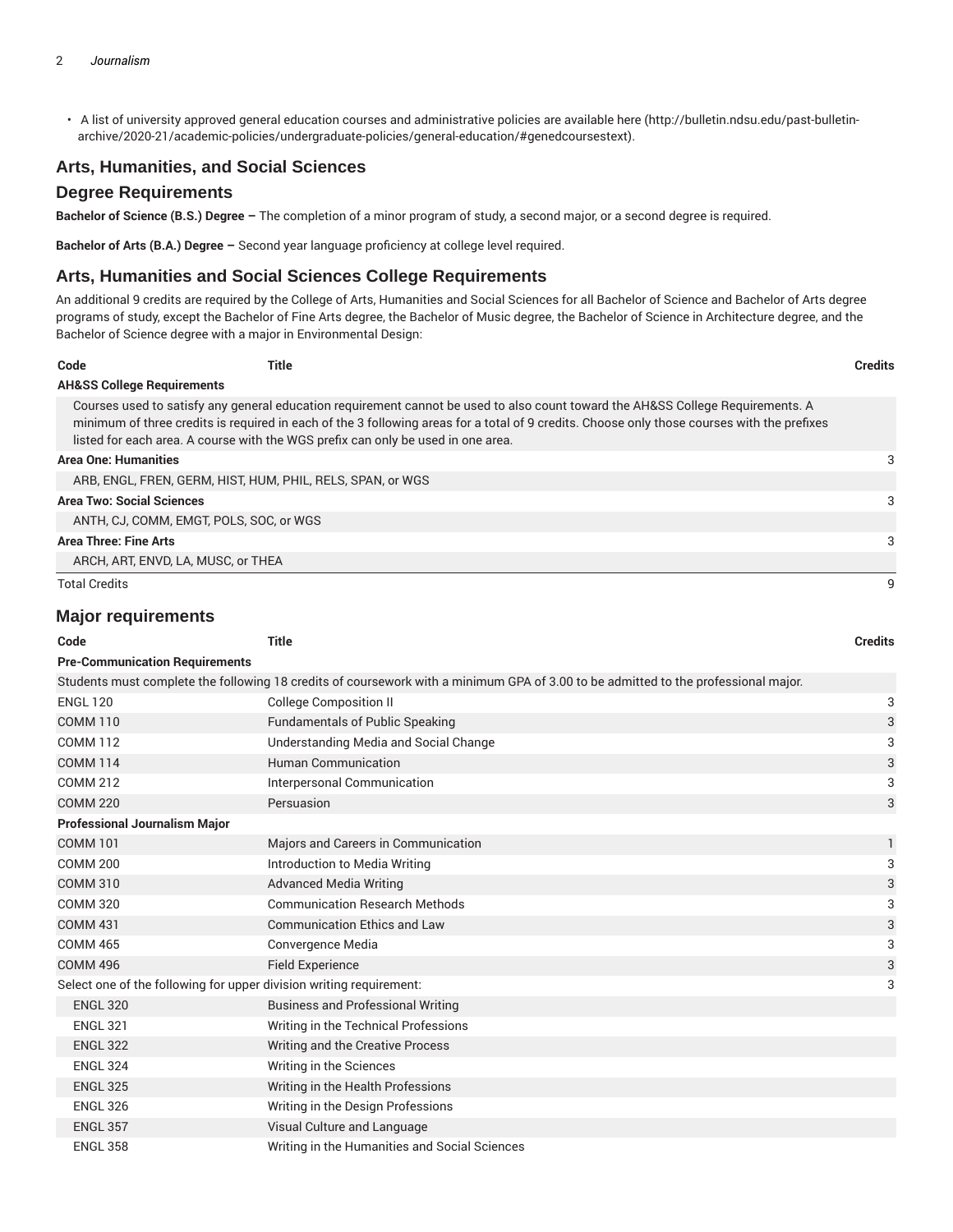- A list of university approved general education courses and administrative policies are available here (http://bulletin.ndsu.edu/past-bulletin-archive/2020-21/academic-policies/undergraduate-policies/general-education/#genedcoursestext).

## Arts, Humanities, and Social Sciences

### Degree Requirements

**Bachelor of Science (B.S.) Degree –** The completion of a minor program of study, a second major, or a second degree is required.

**Bachelor of Arts (B.A.) Degree –** Second year language proficiency at college level required.

### Arts, Humanities and Social Sciences College Requirements

An additional 9 credits are required by the College of Arts, Humanities and Social Sciences for all Bachelor of Science and Bachelor of Arts degree programs of study, except the Bachelor of Fine Arts degree, the Bachelor of Music degree, the Bachelor of Science in Architecture degree, and the Bachelor of Science degree with a major in Environmental Design:

| Code | Title | Credits |
| --- | --- | --- |
| **AH&SS College Requirements** | | |
| Courses used to satisfy any general education requirement cannot be used to also count toward the AH&SS College Requirements. A minimum of three credits is required in each of the 3 following areas for a total of 9 credits. Choose only those courses with the prefixes listed for each area. A course with the WGS prefix can only be used in one area. | | |
| **Area One: Humanities** | | 3 |
| ARB, ENGL, FREN, GERM, HIST, HUM, PHIL, RELS, SPAN, or WGS | | |
| **Area Two: Social Sciences** | | 3 |
| ANTH, CJ, COMM, EMGT, POLS, SOC, or WGS | | |
| **Area Three: Fine Arts** | | 3 |
| ARCH, ART, ENVD, LA, MUSC, or THEA | | |
| Total Credits | | 9 |

### Major requirements

| Code | Title | Credits |
| --- | --- | --- |
| **Pre-Communication Requirements** | | |
| Students must complete the following 18 credits of coursework with a minimum GPA of 3.00 to be admitted to the professional major. | | |
| ENGL 120 | College Composition II | 3 |
| COMM 110 | Fundamentals of Public Speaking | 3 |
| COMM 112 | Understanding Media and Social Change | 3 |
| COMM 114 | Human Communication | 3 |
| COMM 212 | Interpersonal Communication | 3 |
| COMM 220 | Persuasion | 3 |
| **Professional Journalism Major** | | |
| COMM 101 | Majors and Careers in Communication | 1 |
| COMM 200 | Introduction to Media Writing | 3 |
| COMM 310 | Advanced Media Writing | 3 |
| COMM 320 | Communication Research Methods | 3 |
| COMM 431 | Communication Ethics and Law | 3 |
| COMM 465 | Convergence Media | 3 |
| COMM 496 | Field Experience | 3 |
| Select one of the following for upper division writing requirement: | | 3 |
| ENGL 320 | Business and Professional Writing | |
| ENGL 321 | Writing in the Technical Professions | |
| ENGL 322 | Writing and the Creative Process | |
| ENGL 324 | Writing in the Sciences | |
| ENGL 325 | Writing in the Health Professions | |
| ENGL 326 | Writing in the Design Professions | |
| ENGL 357 | Visual Culture and Language | |
| ENGL 358 | Writing in the Humanities and Social Sciences | |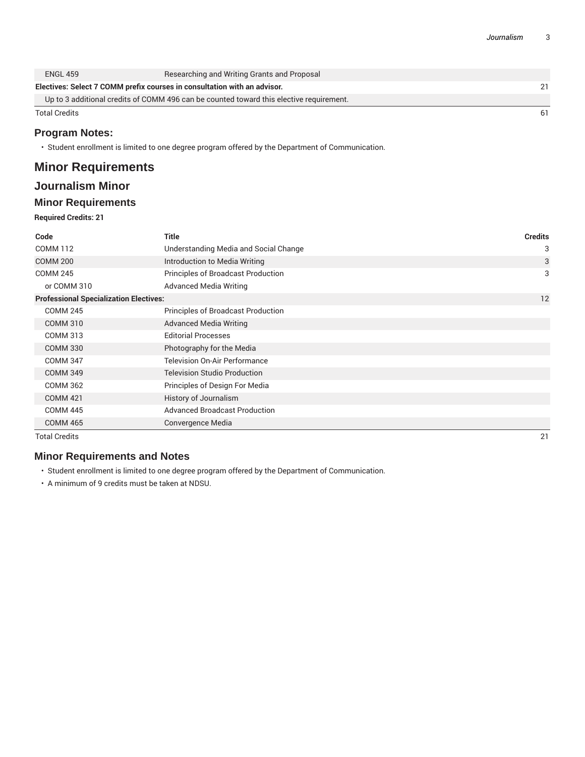| | | |
|---|---|---|
| ENGL 459 | Researching and Writing Grants and Proposal | |
| **Electives: Select 7 COMM prefix courses in consultation with an advisor.** | | 21 |
| Up to 3 additional credits of COMM 496 can be counted toward this elective requirement. | | |
| Total Credits | | 61 |

### Program Notes:

- Student enrollment is limited to one degree program offered by the Department of Communication.

## Minor Requirements

## Journalism Minor

### Minor Requirements

**Required Credits: 21**

| Code | Title | Credits |
|---|---|---|
| COMM 112 | Understanding Media and Social Change | 3 |
| COMM 200 | Introduction to Media Writing | 3 |
| COMM 245 | Principles of Broadcast Production | 3 |
| or COMM 310 | Advanced Media Writing | |
| **Professional Specialization Electives:** | | 12 |
| COMM 245 | Principles of Broadcast Production | |
| COMM 310 | Advanced Media Writing | |
| COMM 313 | Editorial Processes | |
| COMM 330 | Photography for the Media | |
| COMM 347 | Television On-Air Performance | |
| COMM 349 | Television Studio Production | |
| COMM 362 | Principles of Design For Media | |
| COMM 421 | History of Journalism | |
| COMM 445 | Advanced Broadcast Production | |
| COMM 465 | Convergence Media | |
| Total Credits | | 21 |

### Minor Requirements and Notes

- Student enrollment is limited to one degree program offered by the Department of Communication.
- A minimum of 9 credits must be taken at NDSU.